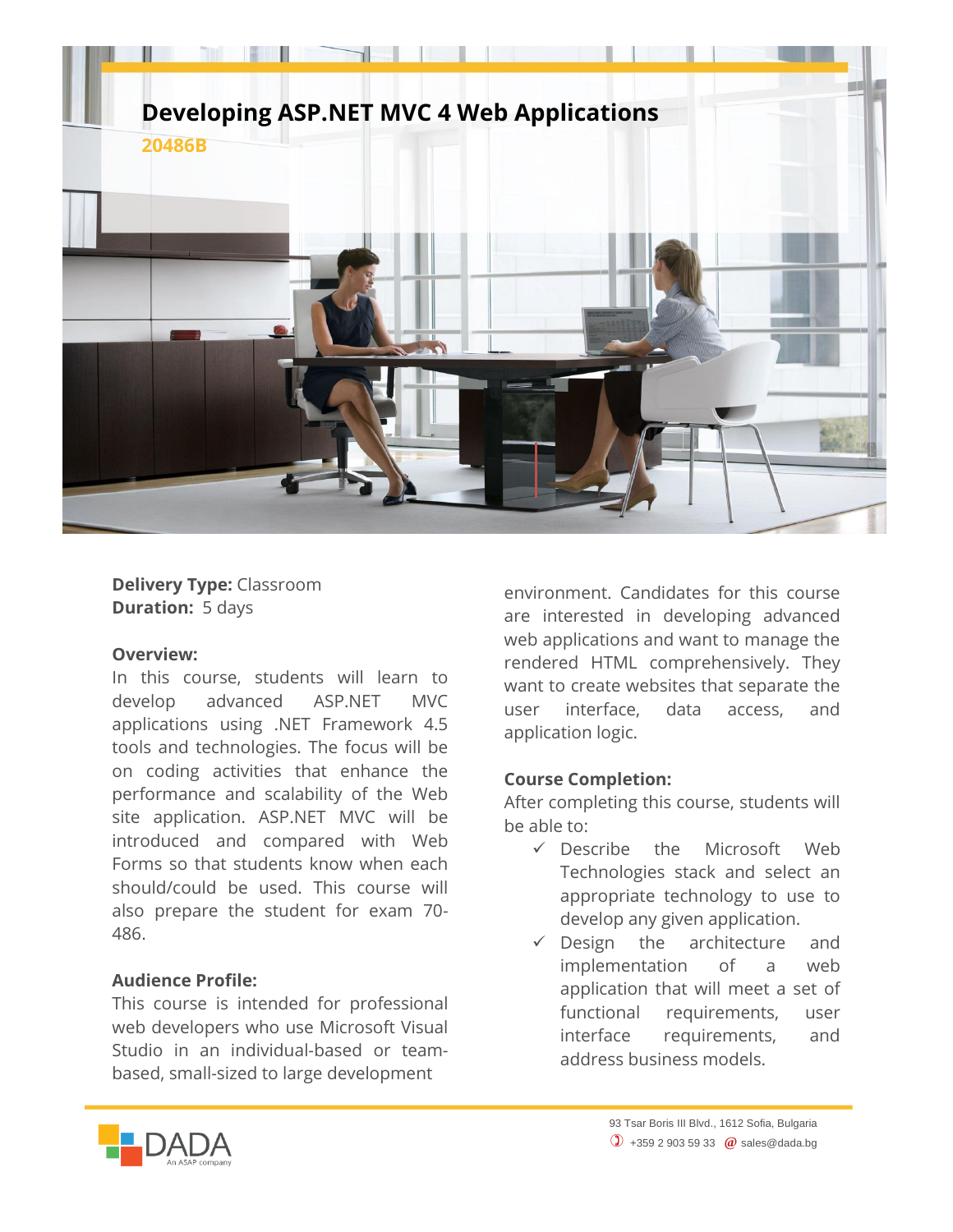# Developing ASP.NET MVC 4 Web Applications

**20486B**

**Delivery Type:** Classroom
**Duration:** 5 days

### Overview:

In this course, students will learn to develop advanced ASP.NET MVC applications using .NET Framework 4.5 tools and technologies. The focus will be on coding activities that enhance the performance and scalability of the Web site application. ASP.NET MVC will be introduced and compared with Web Forms so that students know when each should/could be used. This course will also prepare the student for exam 70-486.

### Audience Profile:

This course is intended for professional web developers who use Microsoft Visual Studio in an individual-based or team-based, small-sized to large development environment. Candidates for this course are interested in developing advanced web applications and want to manage the rendered HTML comprehensively. They want to create websites that separate the user interface, data access, and application logic.

### Course Completion:

After completing this course, students will be able to:

- ✓ Describe the Microsoft Web Technologies stack and select an appropriate technology to use to develop any given application.
- ✓ Design the architecture and implementation of a web application that will meet a set of functional requirements, user interface requirements, and address business models.

93 Tsar Boris III Blvd., 1612 Sofia, Bulgaria
+359 2 903 59 33 sales@dada.bg

DADA An ASAP company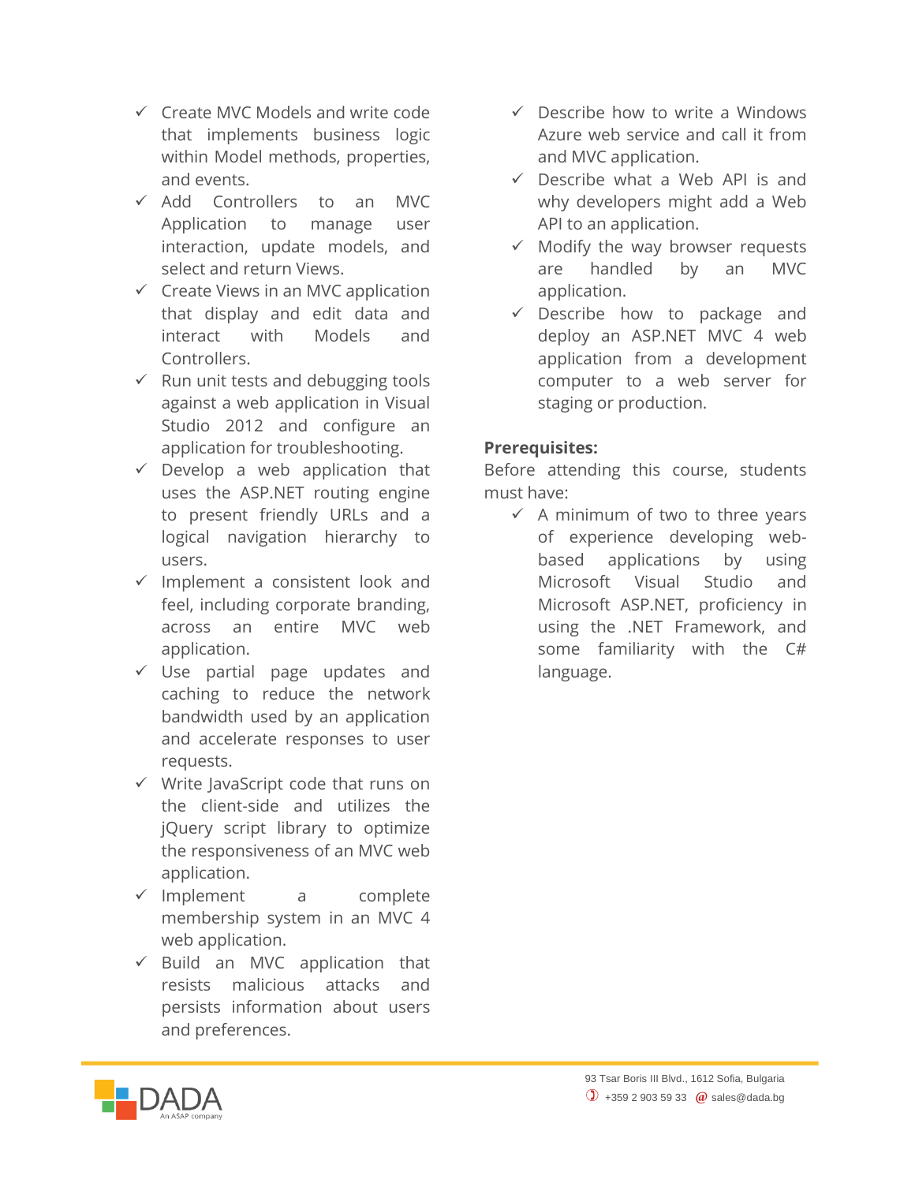- ✓ Create MVC Models and write code that implements business logic within Model methods, properties, and events.
- ✓ Add Controllers to an MVC Application to manage user interaction, update models, and select and return Views.
- ✓ Create Views in an MVC application that display and edit data and interact with Models and Controllers.
- ✓ Run unit tests and debugging tools against a web application in Visual Studio 2012 and configure an application for troubleshooting.
- ✓ Develop a web application that uses the ASP.NET routing engine to present friendly URLs and a logical navigation hierarchy to users.
- ✓ Implement a consistent look and feel, including corporate branding, across an entire MVC web application.
- ✓ Use partial page updates and caching to reduce the network bandwidth used by an application and accelerate responses to user requests.
- ✓ Write JavaScript code that runs on the client-side and utilizes the jQuery script library to optimize the responsiveness of an MVC web application.
- ✓ Implement a complete membership system in an MVC 4 web application.
- ✓ Build an MVC application that resists malicious attacks and persists information about users and preferences.
- ✓ Describe how to write a Windows Azure web service and call it from and MVC application.
- ✓ Describe what a Web API is and why developers might add a Web API to an application.
- ✓ Modify the way browser requests are handled by an MVC application.
- ✓ Describe how to package and deploy an ASP.NET MVC 4 web application from a development computer to a web server for staging or production.

**Prerequisites:**

Before attending this course, students must have:

- ✓ A minimum of two to three years of experience developing web-based applications by using Microsoft Visual Studio and Microsoft ASP.NET, proficiency in using the .NET Framework, and some familiarity with the C# language.